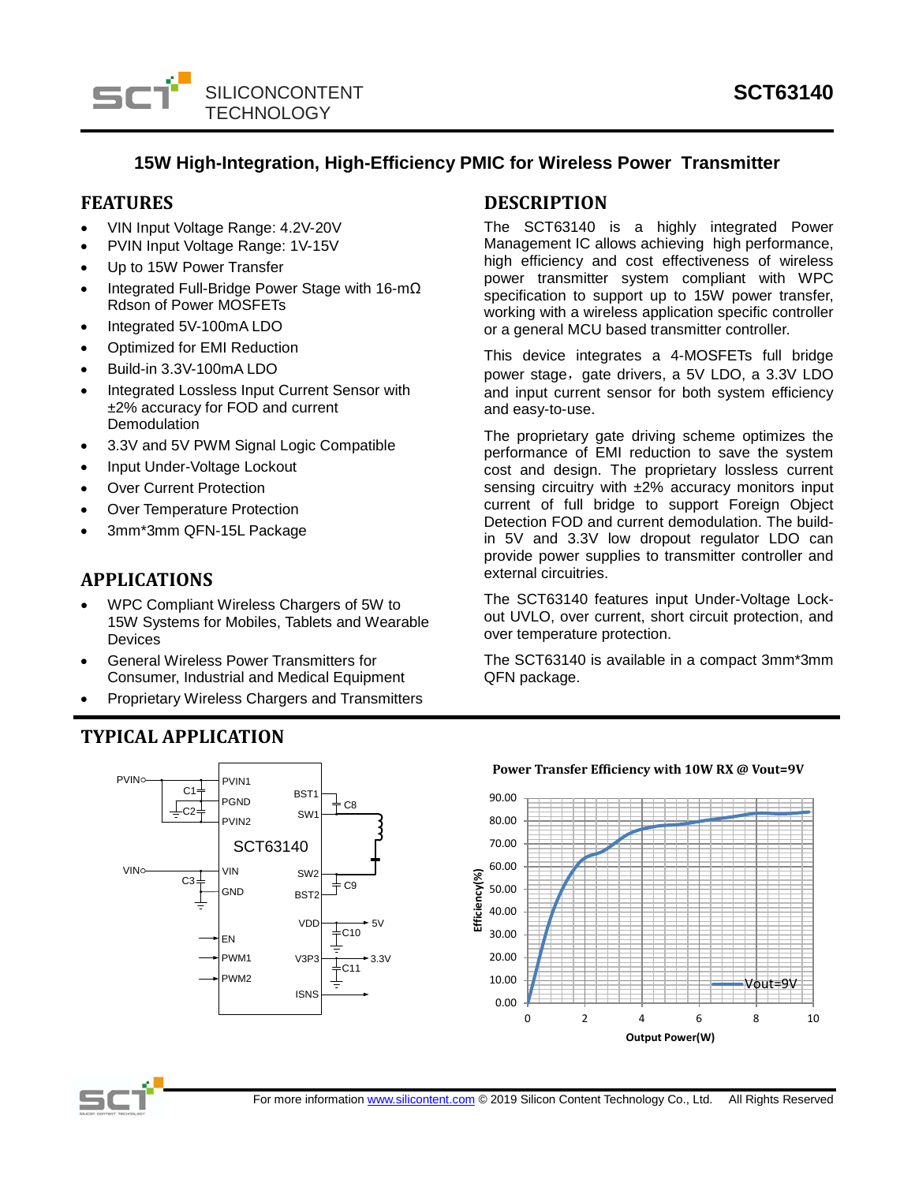# SCT63140

## 15W High-Integration, High-Efficiency PMIC for Wireless Power Transmitter

## FEATURES

- VIN Input Voltage Range: 4.2V-20V
- PVIN Input Voltage Range: 1V-15V
- Up to 15W Power Transfer
- Integrated Full-Bridge Power Stage with 16-mΩ Rdson of Power MOSFETs
- Integrated 5V-100mA LDO
- Optimized for EMI Reduction
- Build-in 3.3V-100mA LDO
- Integrated Lossless Input Current Sensor with ±2% accuracy for FOD and current Demodulation
- 3.3V and 5V PWM Signal Logic Compatible
- Input Under-Voltage Lockout
- Over Current Protection
- Over Temperature Protection
- 3mm*3mm QFN-15L Package

## APPLICATIONS

- WPC Compliant Wireless Chargers of 5W to 15W Systems for Mobiles, Tablets and Wearable Devices
- General Wireless Power Transmitters for Consumer, Industrial and Medical Equipment
- Proprietary Wireless Chargers and Transmitters

## DESCRIPTION

The SCT63140 is a highly integrated Power Management IC allows achieving high performance, high efficiency and cost effectiveness of wireless power transmitter system compliant with WPC specification to support up to 15W power transfer, working with a wireless application specific controller or a general MCU based transmitter controller.

This device integrates a 4-MOSFETs full bridge power stage，gate drivers, a 5V LDO, a 3.3V LDO and input current sensor for both system efficiency and easy-to-use.

The proprietary gate driving scheme optimizes the performance of EMI reduction to save the system cost and design. The proprietary lossless current sensing circuitry with ±2% accuracy monitors input current of full bridge to support Foreign Object Detection FOD and current demodulation. The build-in 5V and 3.3V low dropout regulator LDO can provide power supplies to transmitter controller and external circuitries.

The SCT63140 features input Under-Voltage Lock-out UVLO, over current, short circuit protection, and over temperature protection.

The SCT63140 is available in a compact 3mm*3mm QFN package.

## TYPICAL APPLICATION

Power Transfer Efficiency with 10W RX @ Vout=9V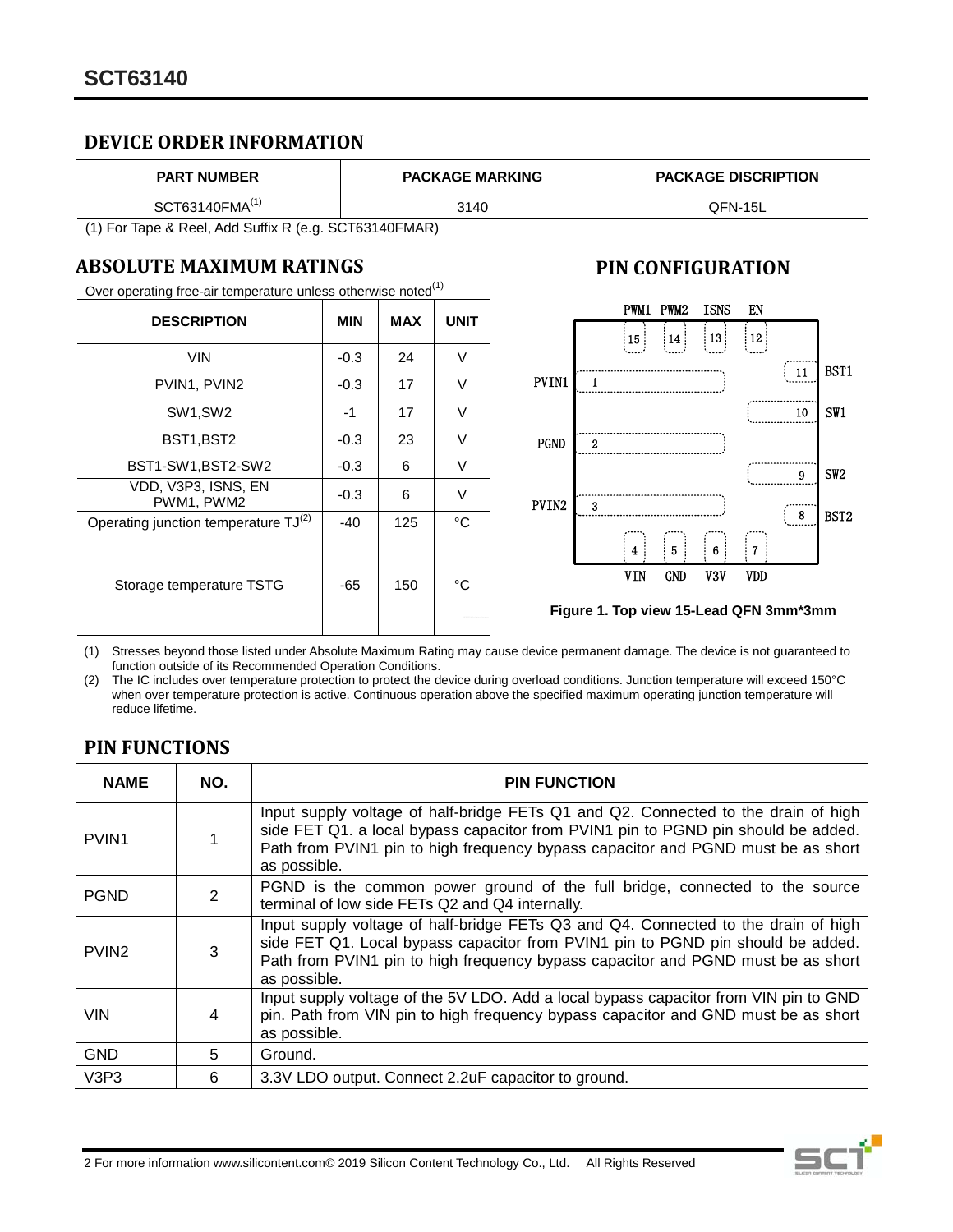## DEVICE ORDER INFORMATION

| PART NUMBER | PACKAGE MARKING | PACKAGE DISCRIPTION |
|---|---|---|
| SCT63140FMA(1) | 3140 | QFN-15L |

(1) For Tape & Reel, Add Suffix R (e.g. SCT63140FMAR)

## ABSOLUTE MAXIMUM RATINGS

Over operating free-air temperature unless otherwise noted(1)

| DESCRIPTION | MIN | MAX | UNIT |
|---|---|---|---|
| VIN | -0.3 | 24 | V |
| PVIN1, PVIN2 | -0.3 | 17 | V |
| SW1,SW2 | -1 | 17 | V |
| BST1,BST2 | -0.3 | 23 | V |
| BST1-SW1,BST2-SW2 | -0.3 | 6 | V |
| VDD, V3P3, ISNS, EN PWM1, PWM2 | -0.3 | 6 | V |
| Operating junction temperature $T_J$(2) | -40 | 125 | °C |
| Storage temperature TSTG | -65 | 150 | °C |

(1) Stresses beyond those listed under Absolute Maximum Rating may cause device permanent damage. The device is not guaranteed to function outside of its Recommended Operation Conditions.

(2) The IC includes over temperature protection to protect the device during overload conditions. Junction temperature will exceed 150°C when over temperature protection is active. Continuous operation above the specified maximum operating junction temperature will reduce lifetime.

## PIN CONFIGURATION

Top (left to right): PWM1 (15), PWM2 (14), ISNS (13), EN (12)
Left (top to bottom): PVIN1 (1), PGND (2), PVIN2 (3)
Right (top to bottom): BST1 (11), SW1 (10), SW2 (9), BST2 (8)
Bottom (left to right): VIN (4), GND (5), V3V (6), VDD (7)

**Figure 1. Top view 15-Lead QFN 3mm*3mm**

## PIN FUNCTIONS

| NAME | NO. | PIN FUNCTION |
|---|---|---|
| PVIN1 | 1 | Input supply voltage of half-bridge FETs Q1 and Q2. Connected to the drain of high side FET Q1. a local bypass capacitor from PVIN1 pin to PGND pin should be added. Path from PVIN1 pin to high frequency bypass capacitor and PGND must be as short as possible. |
| PGND | 2 | PGND is the common power ground of the full bridge, connected to the source terminal of low side FETs Q2 and Q4 internally. |
| PVIN2 | 3 | Input supply voltage of half-bridge FETs Q3 and Q4. Connected to the drain of high side FET Q1. Local bypass capacitor from PVIN1 pin to PGND pin should be added. Path from PVIN1 pin to high frequency bypass capacitor and PGND must be as short as possible. |
| VIN | 4 | Input supply voltage of the 5V LDO. Add a local bypass capacitor from VIN pin to GND pin. Path from VIN pin to high frequency bypass capacitor and GND must be as short as possible. |
| GND | 5 | Ground. |
| V3P3 | 6 | 3.3V LDO output. Connect 2.2uF capacitor to ground. |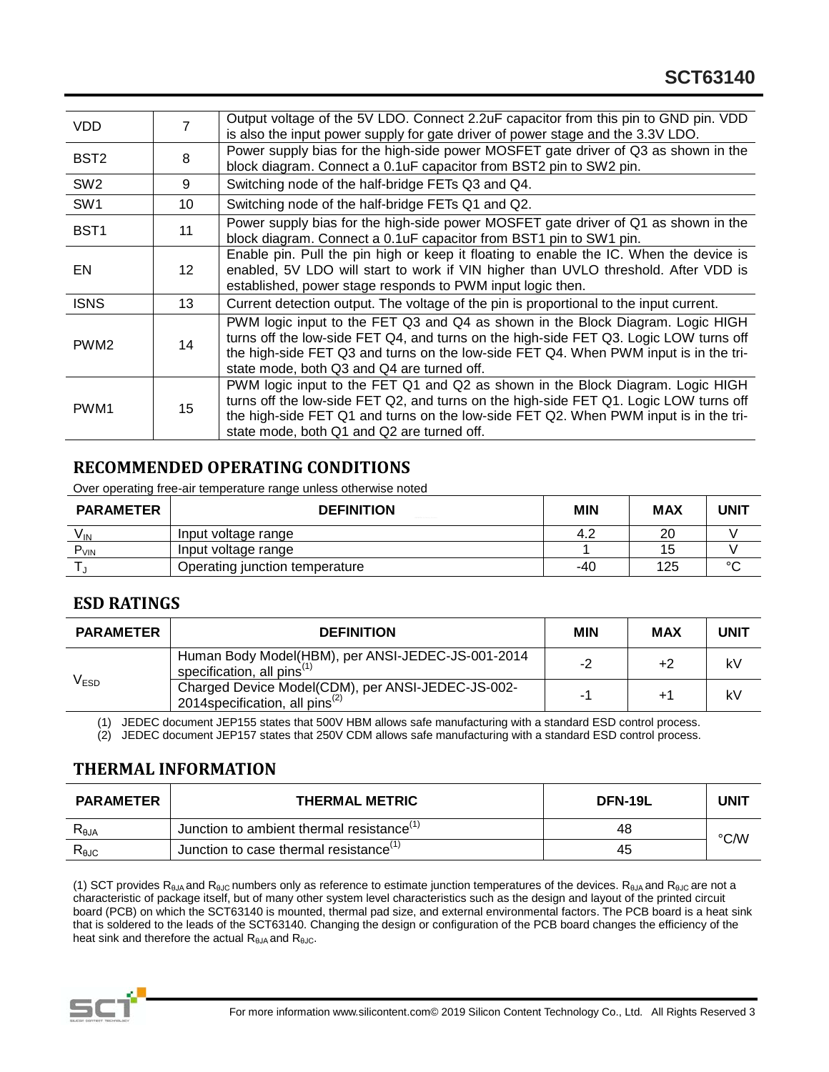| VDD | 7 | Output voltage of the 5V LDO. Connect 2.2uF capacitor from this pin to GND pin. VDD is also the input power supply for gate driver of power stage and the 3.3V LDO. |
|---|---|---|
| BST2 | 8 | Power supply bias for the high-side power MOSFET gate driver of Q3 as shown in the block diagram. Connect a 0.1uF capacitor from BST2 pin to SW2 pin. |
| SW2 | 9 | Switching node of the half-bridge FETs Q3 and Q4. |
| SW1 | 10 | Switching node of the half-bridge FETs Q1 and Q2. |
| BST1 | 11 | Power supply bias for the high-side power MOSFET gate driver of Q1 as shown in the block diagram. Connect a 0.1uF capacitor from BST1 pin to SW1 pin. |
| EN | 12 | Enable pin. Pull the pin high or keep it floating to enable the IC. When the device is enabled, 5V LDO will start to work if VIN higher than UVLO threshold. After VDD is established, power stage responds to PWM input logic then. |
| ISNS | 13 | Current detection output. The voltage of the pin is proportional to the input current. |
| PWM2 | 14 | PWM logic input to the FET Q3 and Q4 as shown in the Block Diagram. Logic HIGH turns off the low-side FET Q4, and turns on the high-side FET Q3. Logic LOW turns off the high-side FET Q3 and turns on the low-side FET Q4. When PWM input is in the tri-state mode, both Q3 and Q4 are turned off. |
| PWM1 | 15 | PWM logic input to the FET Q1 and Q2 as shown in the Block Diagram. Logic HIGH turns off the low-side FET Q2, and turns on the high-side FET Q1. Logic LOW turns off the high-side FET Q1 and turns on the low-side FET Q2. When PWM input is in the tri-state mode, both Q1 and Q2 are turned off. |

## RECOMMENDED OPERATING CONDITIONS

Over operating free-air temperature range unless otherwise noted

| PARAMETER | DEFINITION | MIN | MAX | UNIT |
|---|---|---|---|---|
| $V_{IN}$ | Input voltage range | 4.2 | 20 | V |
| $P_{VIN}$ | Input voltage range | 1 | 15 | V |
| $T_J$ | Operating junction temperature | -40 | 125 | °C |

## ESD RATINGS

| PARAMETER | DEFINITION | MIN | MAX | UNIT |
|---|---|---|---|---|
| $V_{ESD}$ | Human Body Model(HBM), per ANSI-JEDEC-JS-001-2014 specification, all pins[1] | -2 | +2 | kV |
| | Charged Device Model(CDM), per ANSI-JEDEC-JS-002-2014specification, all pins[2] | -1 | +1 | kV |

(1) JEDEC document JEP155 states that 500V HBM allows safe manufacturing with a standard ESD control process.
(2) JEDEC document JEP157 states that 250V CDM allows safe manufacturing with a standard ESD control process.

## THERMAL INFORMATION

| PARAMETER | THERMAL METRIC | DFN-19L | UNIT |
|---|---|---|---|
| $R_{\theta JA}$ | Junction to ambient thermal resistance[1] | 48 | °C/W |
| $R_{\theta JC}$ | Junction to case thermal resistance[1] | 45 | |

(1) SCT provides $R_{\theta JA}$ and $R_{\theta JC}$ numbers only as reference to estimate junction temperatures of the devices. $R_{\theta JA}$ and $R_{\theta JC}$ are not a characteristic of package itself, but of many other system level characteristics such as the design and layout of the printed circuit board (PCB) on which the SCT63140 is mounted, thermal pad size, and external environmental factors. The PCB board is a heat sink that is soldered to the leads of the SCT63140. Changing the design or configuration of the PCB board changes the efficiency of the heat sink and therefore the actual $R_{\theta JA}$ and $R_{\theta JC}$.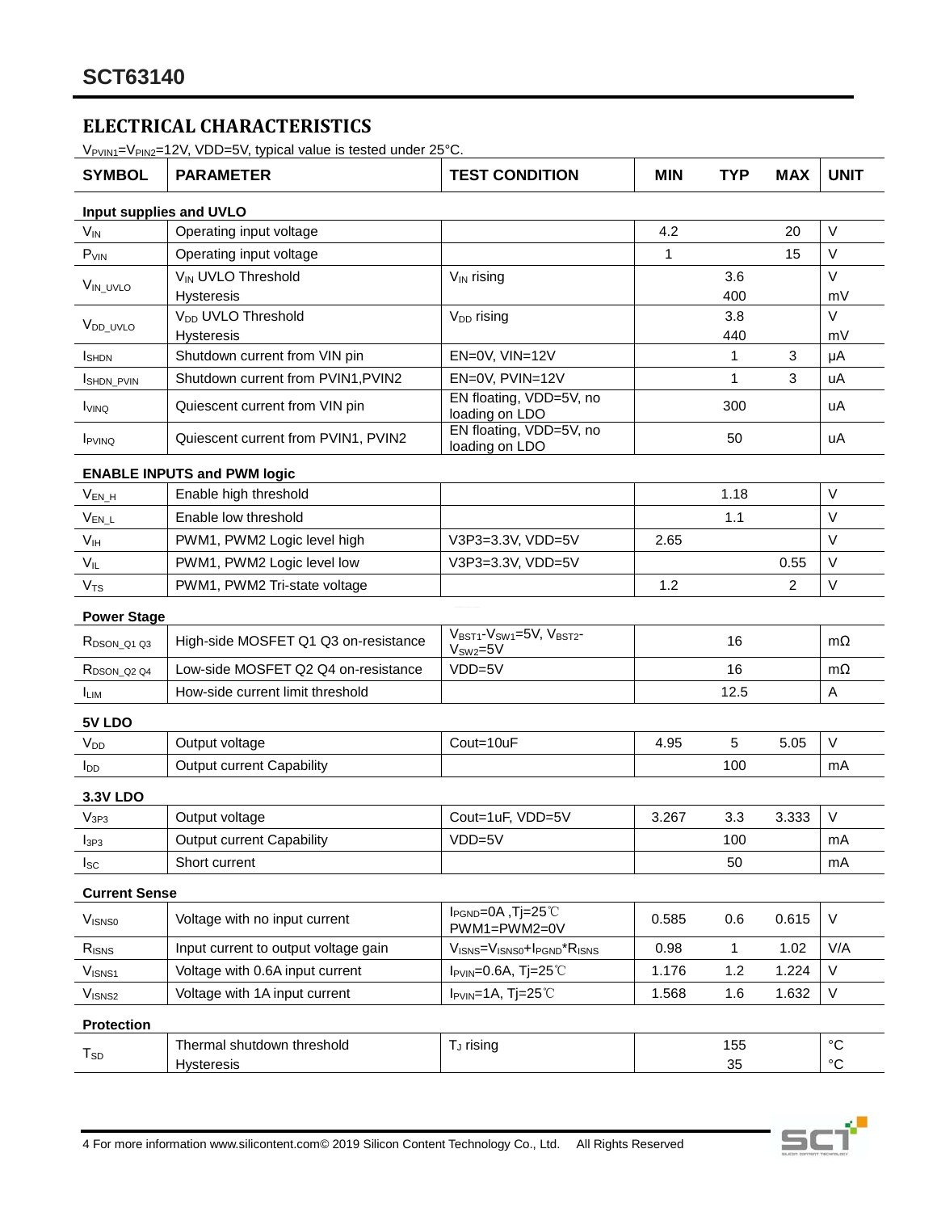## ELECTRICAL CHARACTERISTICS

$V_{PVIN1}$=$V_{PIN2}$=12V, VDD=5V, typical value is tested under 25°C.

| SYMBOL | PARAMETER | TEST CONDITION | MIN | TYP | MAX | UNIT |
|---|---|---|---|---|---|---|
| **Input supplies and UVLO** | | | | | | |
| $V_{IN}$ | Operating input voltage | | 4.2 | | 20 | V |
| $P_{VIN}$ | Operating input voltage | | 1 | | 15 | V |
| $V_{IN\_UVLO}$ | $V_{IN}$ UVLO Threshold<br>Hysteresis | $V_{IN}$ rising | | 3.6<br>400 | | V<br>mV |
| $V_{DD\_UVLO}$ | $V_{DD}$ UVLO Threshold<br>Hysteresis | $V_{DD}$ rising | | 3.8<br>440 | | V<br>mV |
| $I_{SHDN}$ | Shutdown current from VIN pin | EN=0V, VIN=12V | | 1 | 3 | μA |
| $I_{SHDN\_PVIN}$ | Shutdown current from PVIN1,PVIN2 | EN=0V, PVIN=12V | | 1 | 3 | uA |
| $I_{VINQ}$ | Quiescent current from VIN pin | EN floating, VDD=5V, no loading on LDO | | 300 | | uA |
| $I_{PVINQ}$ | Quiescent current from PVIN1, PVIN2 | EN floating, VDD=5V, no loading on LDO | | 50 | | uA |
| **ENABLE INPUTS and PWM logic** | | | | | | |
| $V_{EN\_H}$ | Enable high threshold | | | 1.18 | | V |
| $V_{EN\_L}$ | Enable low threshold | | | 1.1 | | V |
| $V_{IH}$ | PWM1, PWM2 Logic level high | V3P3=3.3V, VDD=5V | 2.65 | | | V |
| $V_{IL}$ | PWM1, PWM2 Logic level low | V3P3=3.3V, VDD=5V | | | 0.55 | V |
| $V_{TS}$ | PWM1, PWM2 Tri-state voltage | | 1.2 | | 2 | V |
| **Power Stage** | | | | | | |
| $R_{DSON\_Q1\ Q3}$ | High-side MOSFET Q1 Q3 on-resistance | $V_{BST1}$-$V_{SW1}$=5V, $V_{BST2}$-$V_{SW2}$=5V | | 16 | | mΩ |
| $R_{DSON\_Q2\ Q4}$ | Low-side MOSFET Q2 Q4 on-resistance | VDD=5V | | 16 | | mΩ |
| $I_{LIM}$ | How-side current limit threshold | | | 12.5 | | A |
| **5V LDO** | | | | | | |
| $V_{DD}$ | Output voltage | Cout=10uF | 4.95 | 5 | 5.05 | V |
| $I_{DD}$ | Output current Capability | | | 100 | | mA |
| **3.3V LDO** | | | | | | |
| $V_{3P3}$ | Output voltage | Cout=1uF, VDD=5V | 3.267 | 3.3 | 3.333 | V |
| $I_{3P3}$ | Output current Capability | VDD=5V | | 100 | | mA |
| $I_{SC}$ | Short current | | | 50 | | mA |
| **Current Sense** | | | | | | |
| $V_{ISNS0}$ | Voltage with no input current | $I_{PGND}$=0A ,Tj=25℃<br>PWM1=PWM2=0V | 0.585 | 0.6 | 0.615 | V |
| $R_{ISNS}$ | Input current to output voltage gain | $V_{ISNS}$=$V_{ISNS0}$+$I_{PGND}$*$R_{ISNS}$ | 0.98 | 1 | 1.02 | V/A |
| $V_{ISNS1}$ | Voltage with 0.6A input current | $I_{PVIN}$=0.6A, Tj=25℃ | 1.176 | 1.2 | 1.224 | V |
| $V_{ISNS2}$ | Voltage with 1A input current | $I_{PVIN}$=1A, Tj=25℃ | 1.568 | 1.6 | 1.632 | V |
| **Protection** | | | | | | |
| $T_{SD}$ | Thermal shutdown threshold<br>Hysteresis | $T_J$ rising | | 155<br>35 | | °C<br>°C |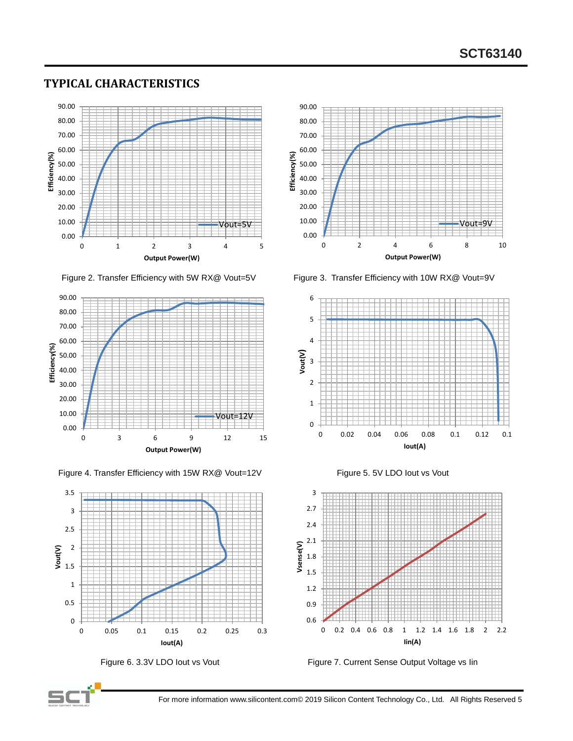## TYPICAL CHARACTERISTICS

Figure 2. Transfer Efficiency with 5W RX@ Vout=5V

Figure 3. Transfer Efficiency with 10W RX@ Vout=9V

Figure 4. Transfer Efficiency with 15W RX@ Vout=12V

Figure 5. 5V LDO Iout vs Vout

Figure 6. 3.3V LDO Iout vs Vout

Figure 7. Current Sense Output Voltage vs Iin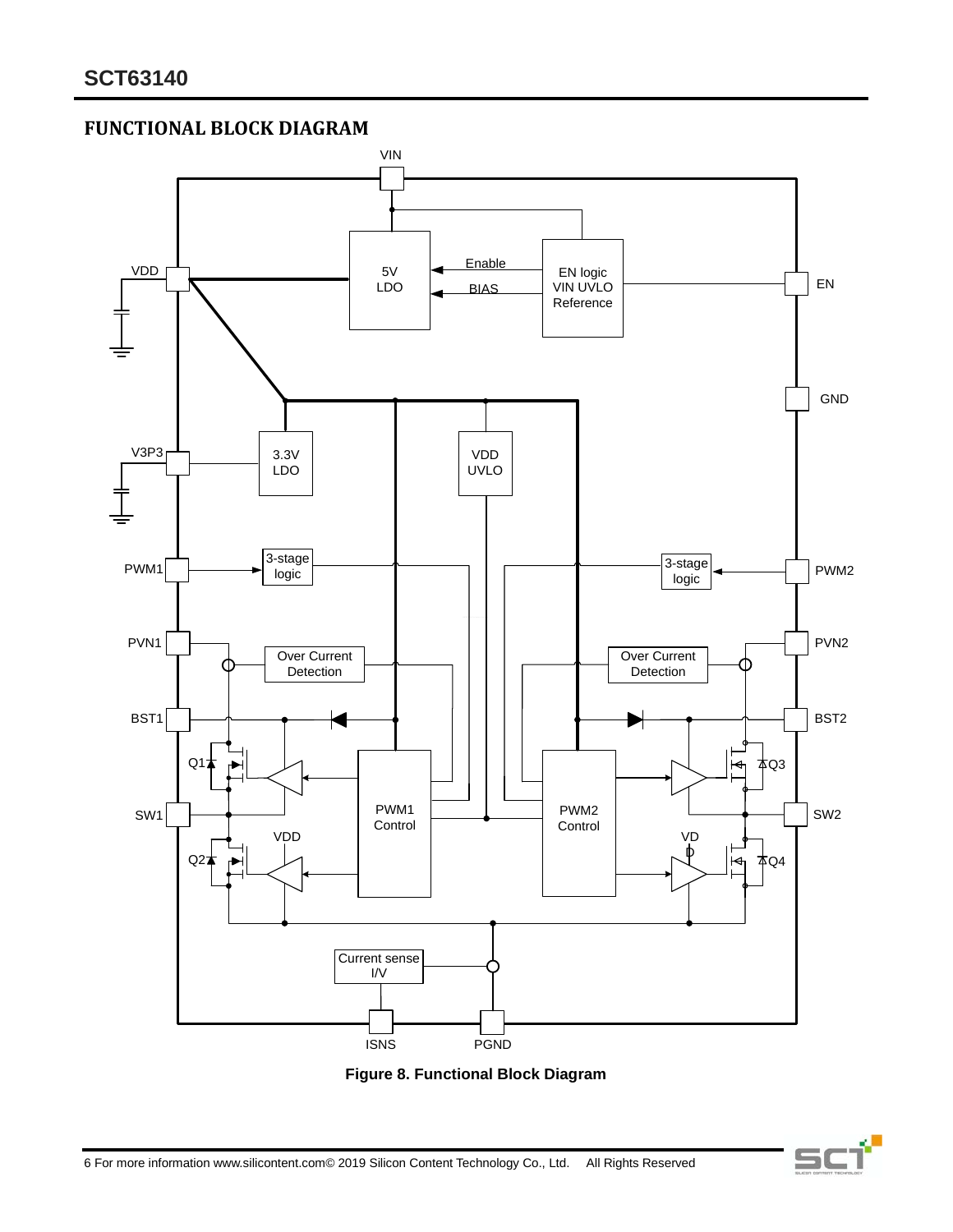## FUNCTIONAL BLOCK DIAGRAM

**Figure 8. Functional Block Diagram**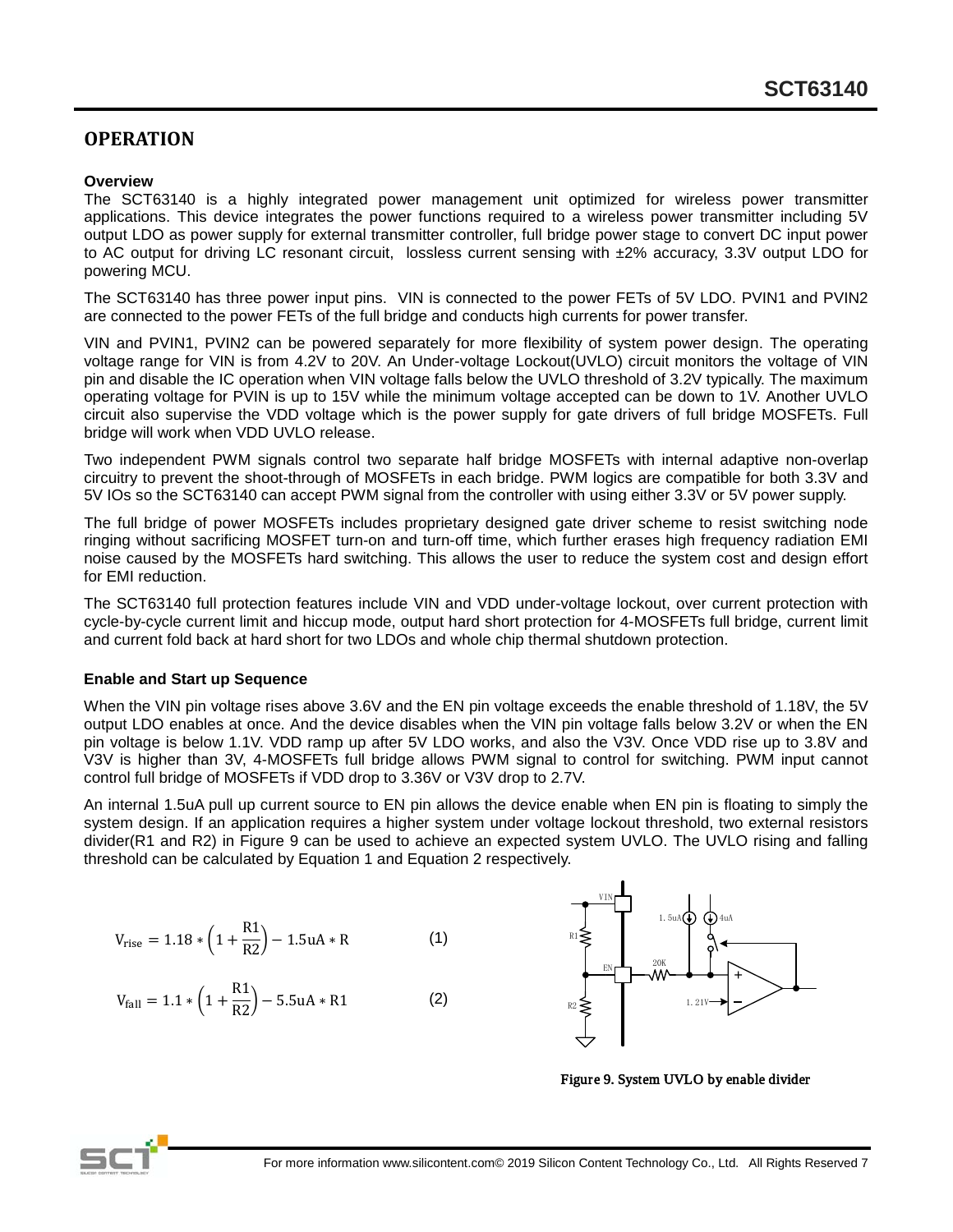## OPERATION

### Overview

The SCT63140 is a highly integrated power management unit optimized for wireless power transmitter applications. This device integrates the power functions required to a wireless power transmitter including 5V output LDO as power supply for external transmitter controller, full bridge power stage to convert DC input power to AC output for driving LC resonant circuit, lossless current sensing with ±2% accuracy, 3.3V output LDO for powering MCU.

The SCT63140 has three power input pins. VIN is connected to the power FETs of 5V LDO. PVIN1 and PVIN2 are connected to the power FETs of the full bridge and conducts high currents for power transfer.

VIN and PVIN1, PVIN2 can be powered separately for more flexibility of system power design. The operating voltage range for VIN is from 4.2V to 20V. An Under-voltage Lockout(UVLO) circuit monitors the voltage of VIN pin and disable the IC operation when VIN voltage falls below the UVLO threshold of 3.2V typically. The maximum operating voltage for PVIN is up to 15V while the minimum voltage accepted can be down to 1V. Another UVLO circuit also supervise the VDD voltage which is the power supply for gate drivers of full bridge MOSFETs. Full bridge will work when VDD UVLO release.

Two independent PWM signals control two separate half bridge MOSFETs with internal adaptive non-overlap circuitry to prevent the shoot-through of MOSFETs in each bridge. PWM logics are compatible for both 3.3V and 5V IOs so the SCT63140 can accept PWM signal from the controller with using either 3.3V or 5V power supply.

The full bridge of power MOSFETs includes proprietary designed gate driver scheme to resist switching node ringing without sacrificing MOSFET turn-on and turn-off time, which further erases high frequency radiation EMI noise caused by the MOSFETs hard switching. This allows the user to reduce the system cost and design effort for EMI reduction.

The SCT63140 full protection features include VIN and VDD under-voltage lockout, over current protection with cycle-by-cycle current limit and hiccup mode, output hard short protection for 4-MOSFETs full bridge, current limit and current fold back at hard short for two LDOs and whole chip thermal shutdown protection.

### Enable and Start up Sequence

When the VIN pin voltage rises above 3.6V and the EN pin voltage exceeds the enable threshold of 1.18V, the 5V output LDO enables at once. And the device disables when the VIN pin voltage falls below 3.2V or when the EN pin voltage is below 1.1V. VDD ramp up after 5V LDO works, and also the V3V. Once VDD rise up to 3.8V and V3V is higher than 3V, 4-MOSFETs full bridge allows PWM signal to control for switching. PWM input cannot control full bridge of MOSFETs if VDD drop to 3.36V or V3V drop to 2.7V.

An internal 1.5uA pull up current source to EN pin allows the device enable when EN pin is floating to simply the system design. If an application requires a higher system under voltage lockout threshold, two external resistors divider(R1 and R2) in Figure 9 can be used to achieve an expected system UVLO. The UVLO rising and falling threshold can be calculated by Equation 1 and Equation 2 respectively.

$$V_{rise} = 1.18 * \left(1 + \frac{R1}{R2}\right) - 1.5uA * R \quad (1)$$

$$V_{fall} = 1.1 * \left(1 + \frac{R1}{R2}\right) - 5.5uA * R1 \quad (2)$$

Figure 9. System UVLO by enable divider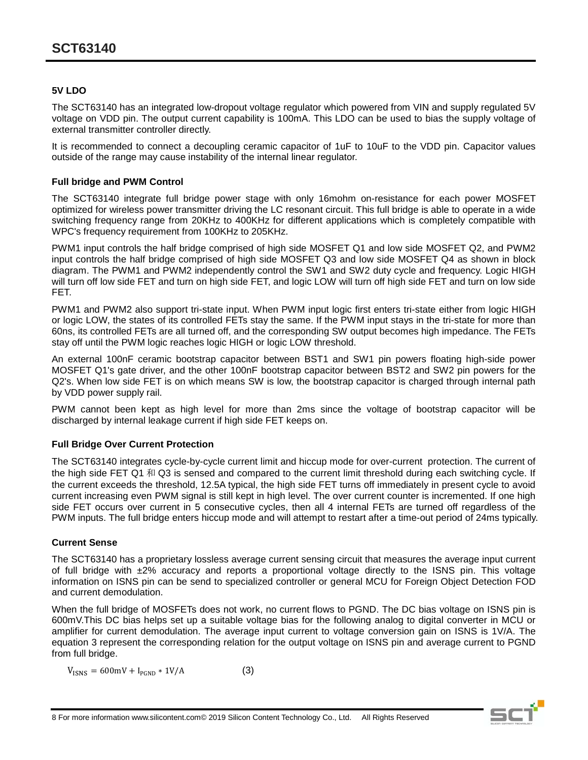### 5V LDO

The SCT63140 has an integrated low-dropout voltage regulator which powered from VIN and supply regulated 5V voltage on VDD pin. The output current capability is 100mA. This LDO can be used to bias the supply voltage of external transmitter controller directly.

It is recommended to connect a decoupling ceramic capacitor of 1uF to 10uF to the VDD pin. Capacitor values outside of the range may cause instability of the internal linear regulator.

### Full bridge and PWM Control

The SCT63140 integrate full bridge power stage with only 16mohm on-resistance for each power MOSFET optimized for wireless power transmitter driving the LC resonant circuit. This full bridge is able to operate in a wide switching frequency range from 20KHz to 400KHz for different applications which is completely compatible with WPC's frequency requirement from 100KHz to 205KHz.

PWM1 input controls the half bridge comprised of high side MOSFET Q1 and low side MOSFET Q2, and PWM2 input controls the half bridge comprised of high side MOSFET Q3 and low side MOSFET Q4 as shown in block diagram. The PWM1 and PWM2 independently control the SW1 and SW2 duty cycle and frequency. Logic HIGH will turn off low side FET and turn on high side FET, and logic LOW will turn off high side FET and turn on low side FET.

PWM1 and PWM2 also support tri-state input. When PWM input logic first enters tri-state either from logic HIGH or logic LOW, the states of its controlled FETs stay the same. If the PWM input stays in the tri-state for more than 60ns, its controlled FETs are all turned off, and the corresponding SW output becomes high impedance. The FETs stay off until the PWM logic reaches logic HIGH or logic LOW threshold.

An external 100nF ceramic bootstrap capacitor between BST1 and SW1 pin powers floating high-side power MOSFET Q1's gate driver, and the other 100nF bootstrap capacitor between BST2 and SW2 pin powers for the Q2's. When low side FET is on which means SW is low, the bootstrap capacitor is charged through internal path by VDD power supply rail.

PWM cannot been kept as high level for more than 2ms since the voltage of bootstrap capacitor will be discharged by internal leakage current if high side FET keeps on.

### Full Bridge Over Current Protection

The SCT63140 integrates cycle-by-cycle current limit and hiccup mode for over-current protection. The current of the high side FET Q1 和 Q3 is sensed and compared to the current limit threshold during each switching cycle. If the current exceeds the threshold, 12.5A typical, the high side FET turns off immediately in present cycle to avoid current increasing even PWM signal is still kept in high level. The over current counter is incremented. If one high side FET occurs over current in 5 consecutive cycles, then all 4 internal FETs are turned off regardless of the PWM inputs. The full bridge enters hiccup mode and will attempt to restart after a time-out period of 24ms typically.

### Current Sense

The SCT63140 has a proprietary lossless average current sensing circuit that measures the average input current of full bridge with ±2% accuracy and reports a proportional voltage directly to the ISNS pin. This voltage information on ISNS pin can be send to specialized controller or general MCU for Foreign Object Detection FOD and current demodulation.

When the full bridge of MOSFETs does not work, no current flows to PGND. The DC bias voltage on ISNS pin is 600mV.This DC bias helps set up a suitable voltage bias for the following analog to digital converter in MCU or amplifier for current demodulation. The average input current to voltage conversion gain on ISNS is 1V/A. The equation 3 represent the corresponding relation for the output voltage on ISNS pin and average current to PGND from full bridge.

$$V_{ISNS} = 600\text{mV} + I_{PGND} * 1\text{V/A} \qquad (3)$$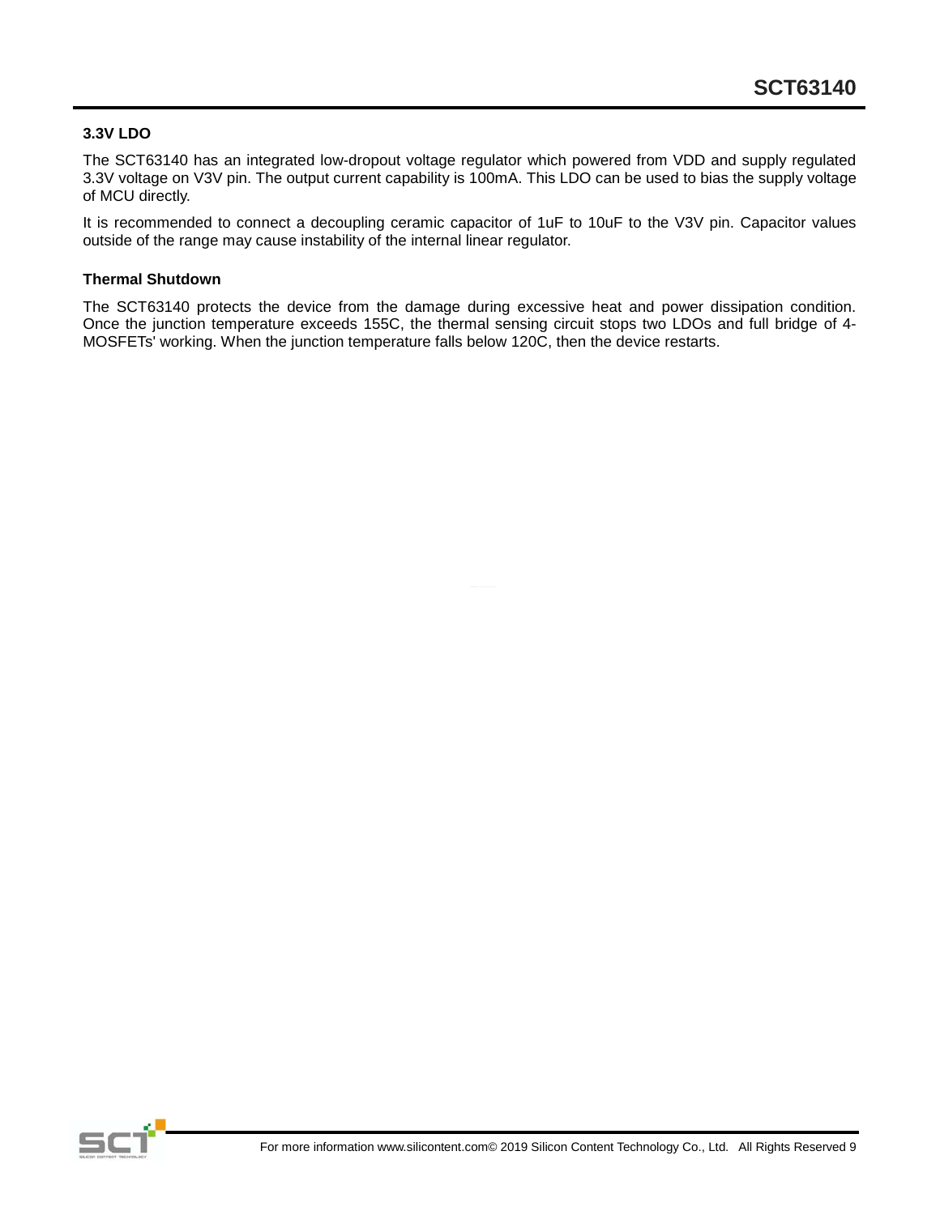### 3.3V LDO

The SCT63140 has an integrated low-dropout voltage regulator which powered from VDD and supply regulated 3.3V voltage on V3V pin. The output current capability is 100mA. This LDO can be used to bias the supply voltage of MCU directly.

It is recommended to connect a decoupling ceramic capacitor of 1uF to 10uF to the V3V pin. Capacitor values outside of the range may cause instability of the internal linear regulator.

### Thermal Shutdown

The SCT63140 protects the device from the damage during excessive heat and power dissipation condition. Once the junction temperature exceeds 155C, the thermal sensing circuit stops two LDOs and full bridge of 4-MOSFETs' working. When the junction temperature falls below 120C, then the device restarts.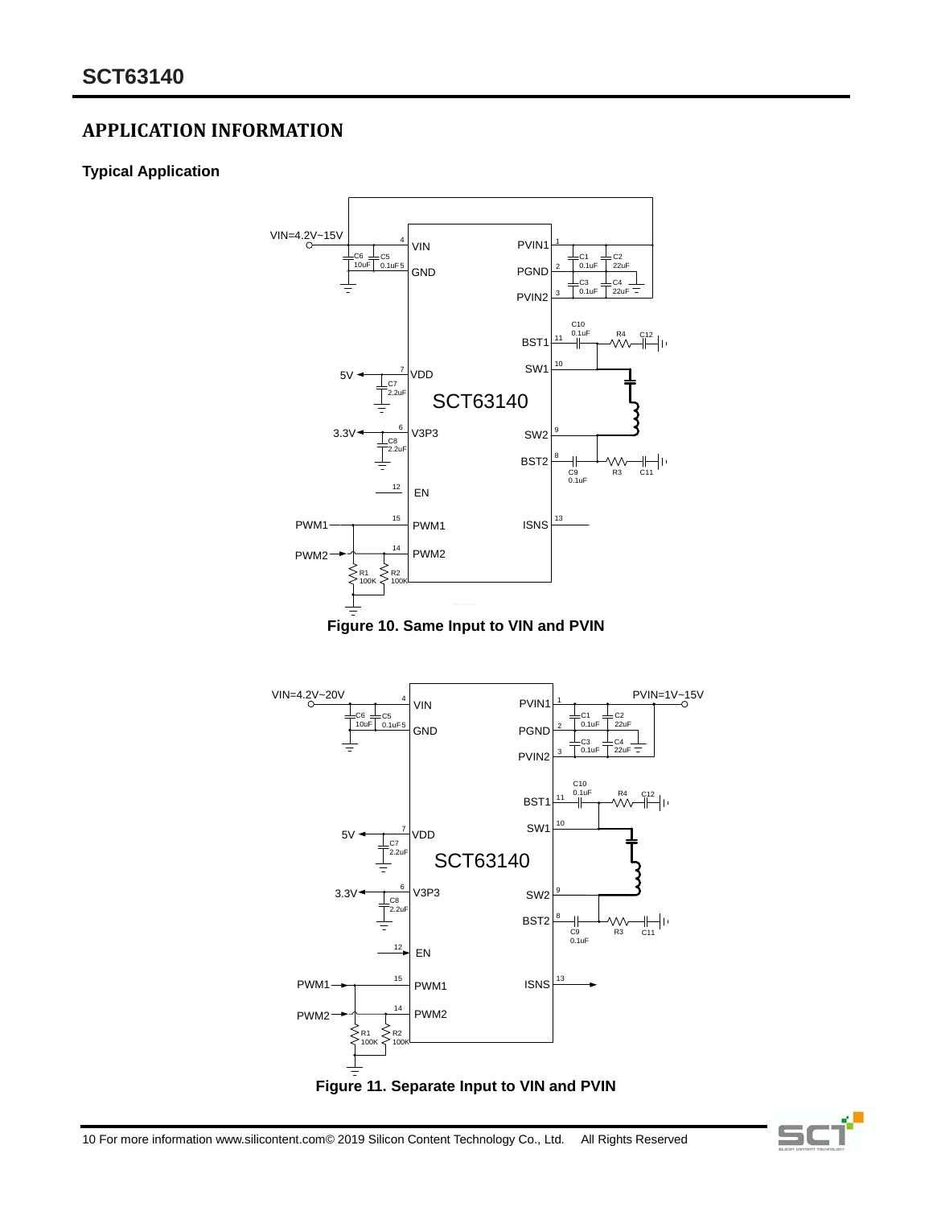## APPLICATION INFORMATION

### Typical Application

Figure 10. Same Input to VIN and PVIN

Figure 11. Separate Input to VIN and PVIN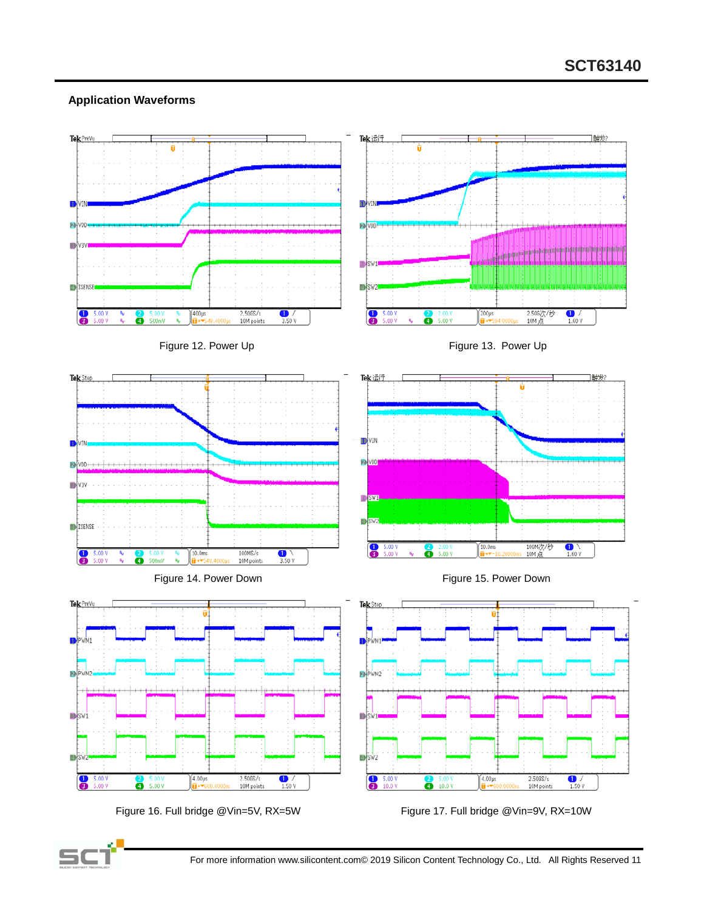## Application Waveforms

Figure 12. Power Up

Figure 13. Power Up

Figure 14. Power Down

Figure 15. Power Down

Figure 16. Full bridge @Vin=5V, RX=5W

Figure 17. Full bridge @Vin=9V, RX=10W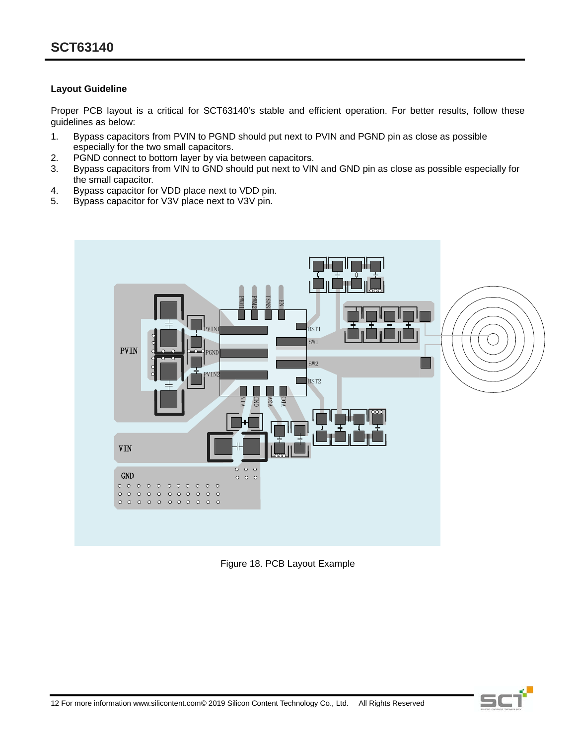### Layout Guideline

Proper PCB layout is a critical for SCT63140's stable and efficient operation. For better results, follow these guidelines as below:

1. Bypass capacitors from PVIN to PGND should put next to PVIN and PGND pin as close as possible especially for the two small capacitors.
2. PGND connect to bottom layer by via between capacitors.
3. Bypass capacitors from VIN to GND should put next to VIN and GND pin as close as possible especially for the small capacitor.
4. Bypass capacitor for VDD place next to VDD pin.
5. Bypass capacitor for V3V place next to V3V pin.

Figure 18. PCB Layout Example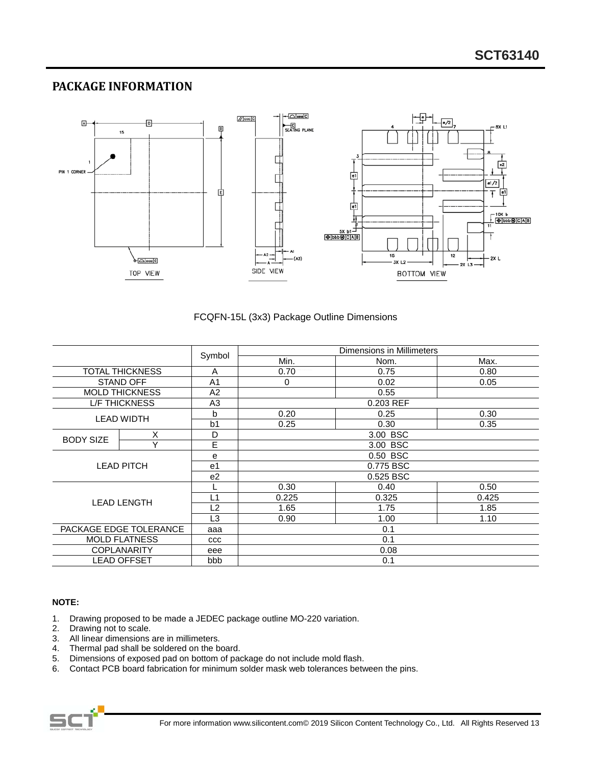## PACKAGE INFORMATION

FCQFN-15L (3x3) Package Outline Dimensions

| | | Symbol | Dimensions in Millimeters | | |
|---|---|---|---|---|---|
| | | | Min. | Nom. | Max. |
| TOTAL THICKNESS | | A | 0.70 | 0.75 | 0.80 |
| STAND OFF | | A1 | 0 | 0.02 | 0.05 |
| MOLD THICKNESS | | A2 | | 0.55 | |
| L/F THICKNESS | | A3 | 0.203 REF | | |
| LEAD WIDTH | | b | 0.20 | 0.25 | 0.30 |
| | | b1 | 0.25 | 0.30 | 0.35 |
| BODY SIZE | X | D | 3.00 BSC | | |
| | Y | E | 3.00 BSC | | |
| LEAD PITCH | | e | 0.50 BSC | | |
| | | e1 | 0.775 BSC | | |
| | | e2 | 0.525 BSC | | |
| LEAD LENGTH | | L | 0.30 | 0.40 | 0.50 |
| | | L1 | 0.225 | 0.325 | 0.425 |
| | | L2 | 1.65 | 1.75 | 1.85 |
| | | L3 | 0.90 | 1.00 | 1.10 |
| PACKAGE EDGE TOLERANCE | | aaa | 0.1 | | |
| MOLD FLATNESS | | ccc | 0.1 | | |
| COPLANARITY | | eee | 0.08 | | |
| LEAD OFFSET | | bbb | 0.1 | | |

**NOTE:**

1. Drawing proposed to be made a JEDEC package outline MO-220 variation.
2. Drawing not to scale.
3. All linear dimensions are in millimeters.
4. Thermal pad shall be soldered on the board.
5. Dimensions of exposed pad on bottom of package do not include mold flash.
6. Contact PCB board fabrication for minimum solder mask web tolerances between the pins.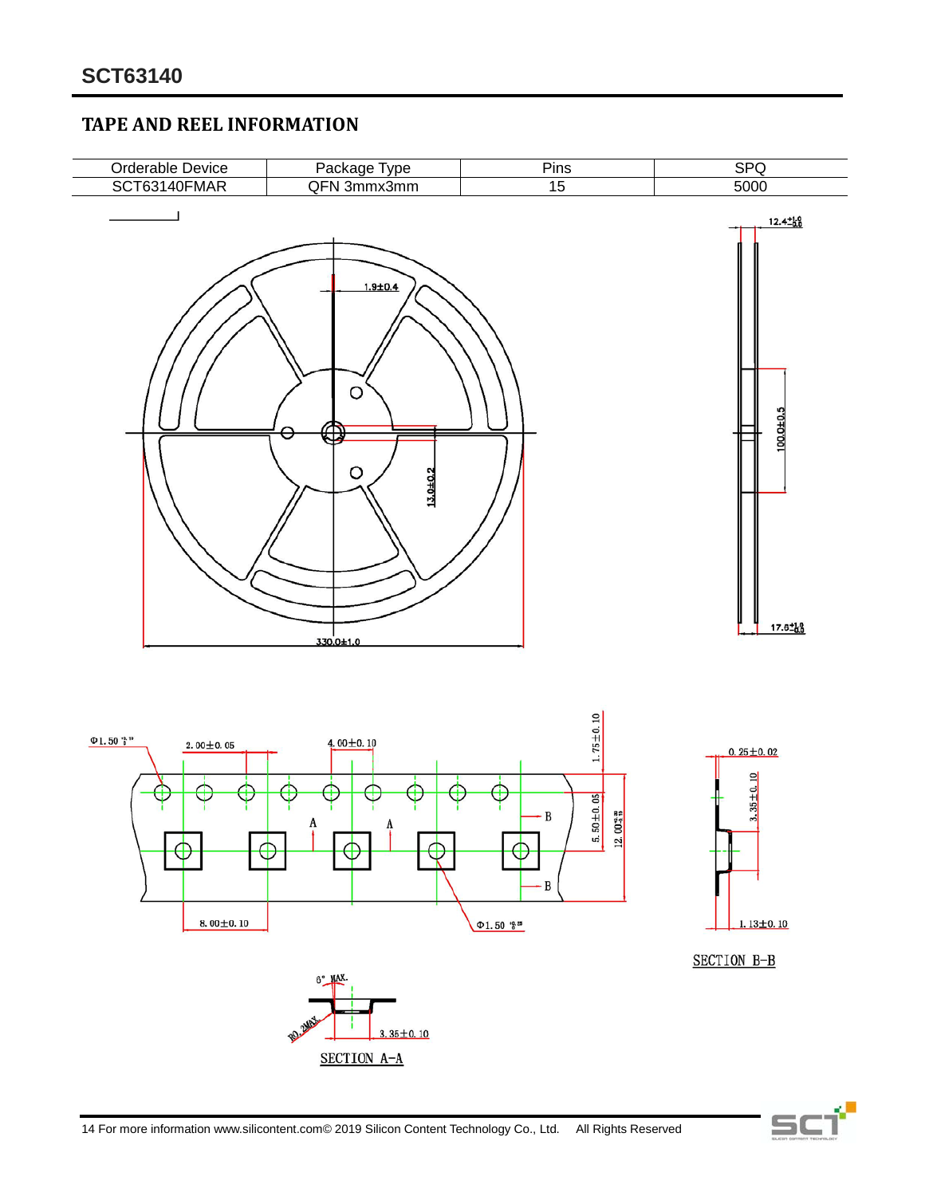## TAPE AND REEL INFORMATION

| Orderable Device | Package Type | Pins | SPQ |
|---|---|---|---|
| SCT63140FMAR | QFN 3mmx3mm | 15 | 5000 |

1.9±0.4

13.0±0.2

330.0±1.0

$12.4^{+1.0}_{-0.0}$

100.0±0.5

$17.6^{+1.0}_{-0.0}$

$\Phi 1.50^{+0.10}_{-0}$

2.00±0.05

4.00±0.10

1.75±0.10

5.50±0.05

$12.00^{+0.30}_{-0.10}$

8.00±0.10

$\Phi 1.50^{+0.25}_{-0}$

0.25±0.02

3.35±0.10

1.13±0.10

SECTION B-B

6° MAX.

R0.2MAX

3.35±0.10

SECTION A-A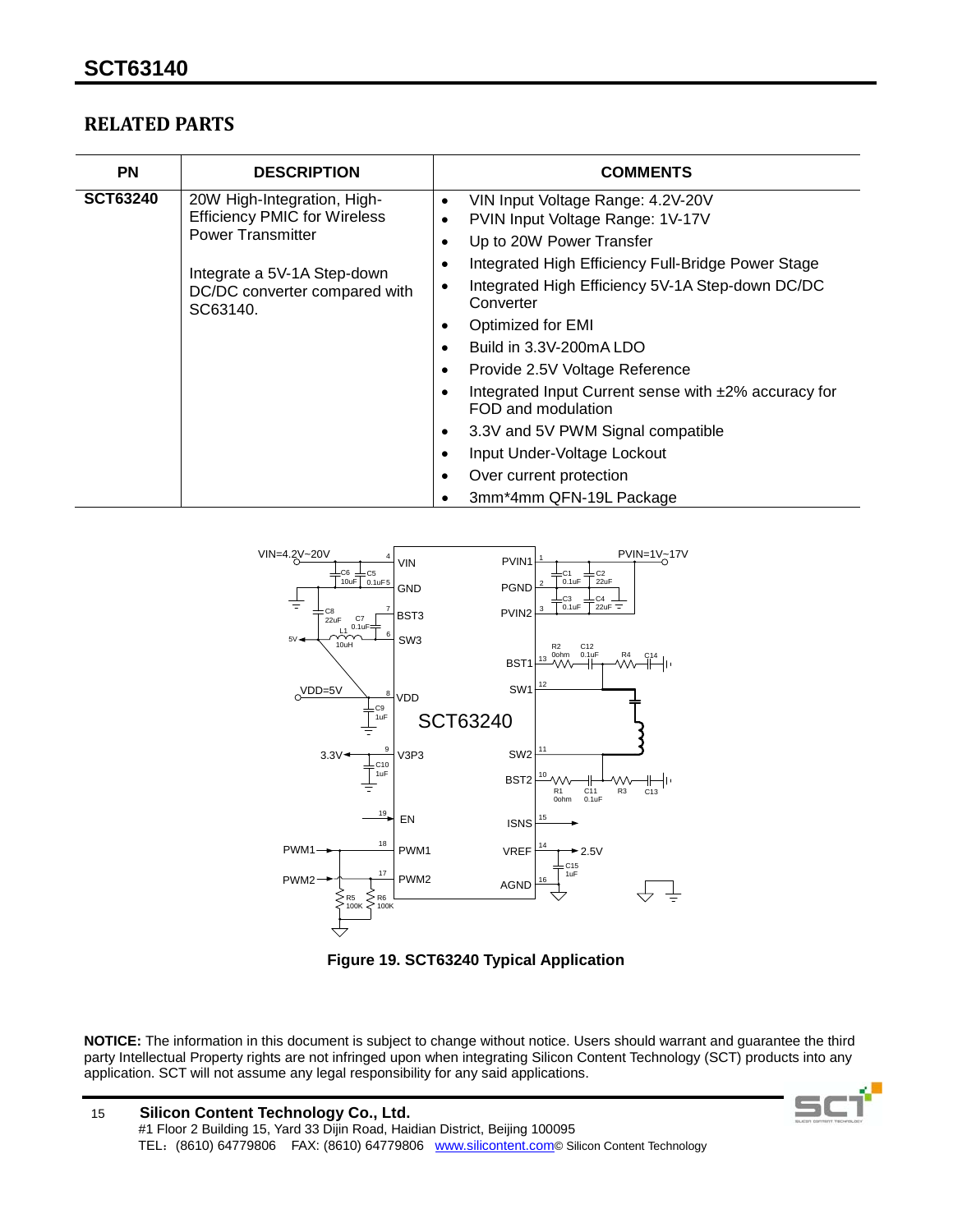## RELATED PARTS

| PN | DESCRIPTION | COMMENTS |
|---|---|---|
| **SCT63240** | 20W High-Integration, High-Efficiency PMIC for Wireless Power Transmitter<br><br>Integrate a 5V-1A Step-down DC/DC converter compared with SC63140. | • VIN Input Voltage Range: 4.2V-20V<br>• PVIN Input Voltage Range: 1V-17V<br>• Up to 20W Power Transfer<br>• Integrated High Efficiency Full-Bridge Power Stage<br>• Integrated High Efficiency 5V-1A Step-down DC/DC Converter<br>• Optimized for EMI<br>• Build in 3.3V-200mA LDO<br>• Provide 2.5V Voltage Reference<br>• Integrated Input Current sense with ±2% accuracy for FOD and modulation<br>• 3.3V and 5V PWM Signal compatible<br>• Input Under-Voltage Lockout<br>• Over current protection<br>• 3mm*4mm QFN-19L Package |

VIN=4.2V~20V
PVIN=1V~17V
VIN
GND
BST3
SW3
VDD
V3P3
EN
PWM1
PWM2
PVIN1
PGND
PVIN2
BST1
SW1
SW2
BST2
ISNS
VREF
AGND
SCT63240
5V
VDD=5V
3.3V
2.5V
PWM1
PWM2
C6 10uF
C5 0.1uF
C8 22uF
C7 0.1uF
L1 10uH
C9 1uF
C10 1uF
R5 100K
R6 100K
C1 0.1uF
C2 22uF
C3 0.1uF
C4 22uF
R2 0ohm
C12 0.1uF
R4
C14
R1 0ohm
C11 0.1uF
R3
C13
C15 1uF

**Figure 19. SCT63240 Typical Application**

**NOTICE:** The information in this document is subject to change without notice. Users should warrant and guarantee the third party Intellectual Property rights are not infringed upon when integrating Silicon Content Technology (SCT) products into any application. SCT will not assume any legal responsibility for any said applications.